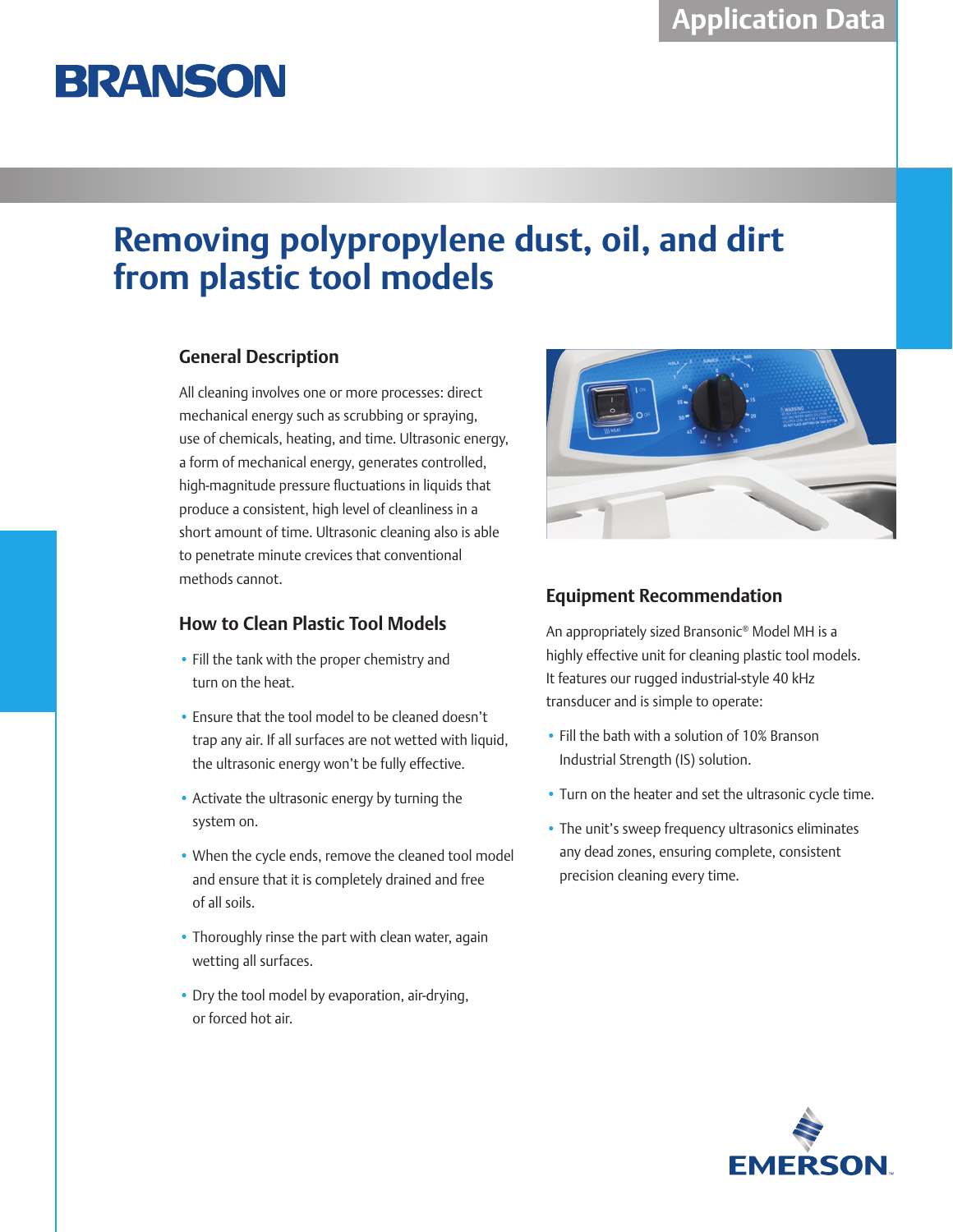Application Data

BRANSON

# Removing polypropylene dust, oil, and dirt from plastic tool models

## General Description

All cleaning involves one or more processes: direct mechanical energy such as scrubbing or spraying, use of chemicals, heating, and time. Ultrasonic energy, a form of mechanical energy, generates controlled, high-magnitude pressure fluctuations in liquids that produce a consistent, high level of cleanliness in a short amount of time. Ultrasonic cleaning also is able to penetrate minute crevices that conventional methods cannot.

## How to Clean Plastic Tool Models

- Fill the tank with the proper chemistry and turn on the heat.
- Ensure that the tool model to be cleaned doesn't trap any air. If all surfaces are not wetted with liquid, the ultrasonic energy won't be fully effective.
- Activate the ultrasonic energy by turning the system on.
- When the cycle ends, remove the cleaned tool model and ensure that it is completely drained and free of all soils.
- Thoroughly rinse the part with clean water, again wetting all surfaces.
- Dry the tool model by evaporation, air-drying, or forced hot air.

## Equipment Recommendation

An appropriately sized Bransonic® Model MH is a highly effective unit for cleaning plastic tool models. It features our rugged industrial-style 40 kHz transducer and is simple to operate:

- Fill the bath with a solution of 10% Branson Industrial Strength (IS) solution.
- Turn on the heater and set the ultrasonic cycle time.
- The unit's sweep frequency ultrasonics eliminates any dead zones, ensuring complete, consistent precision cleaning every time.

EMERSON™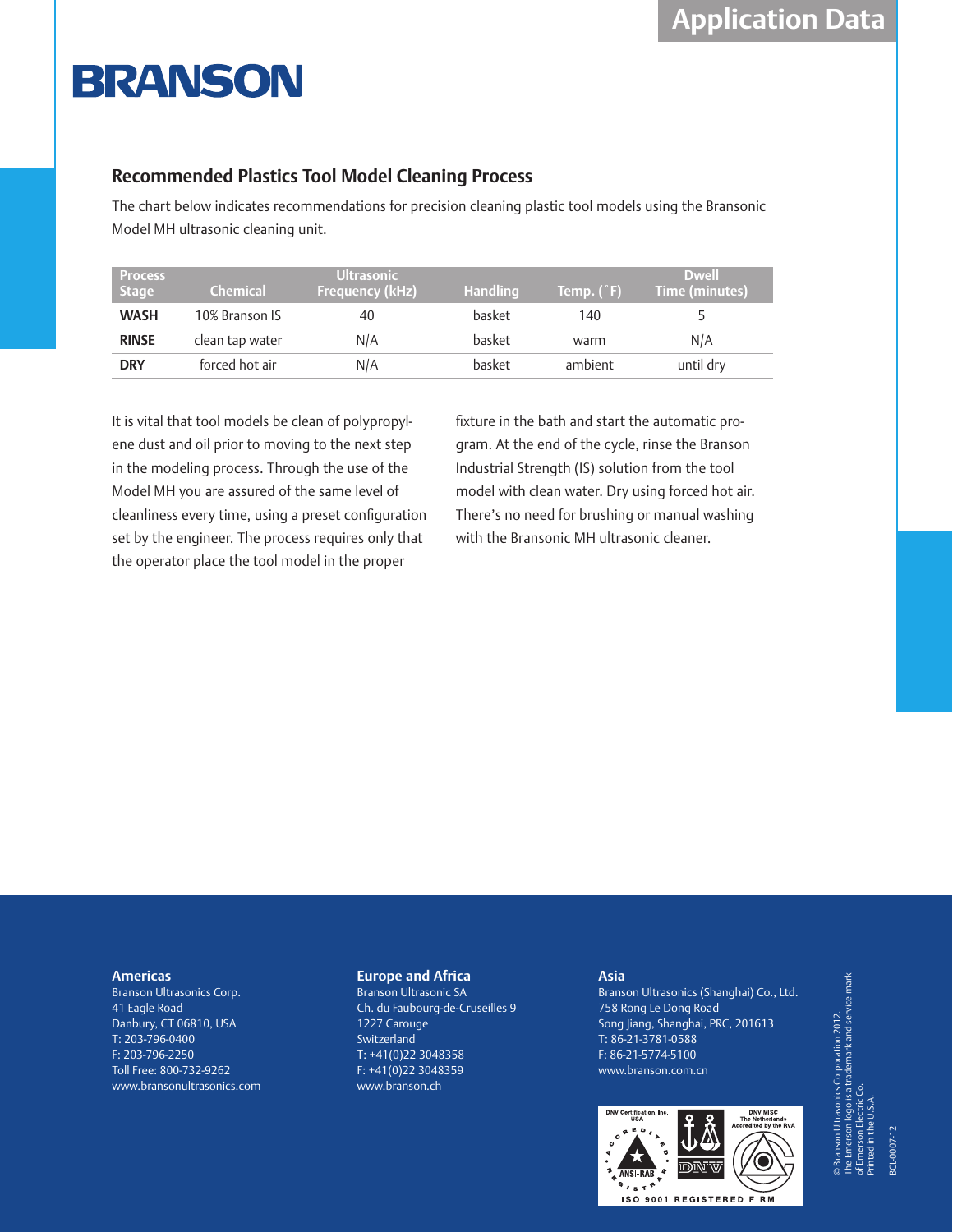# BRANSON

Application Data

## Recommended Plastics Tool Model Cleaning Process

The chart below indicates recommendations for precision cleaning plastic tool models using the Bransonic Model MH ultrasonic cleaning unit.

| Process Stage | Chemical | Ultrasonic Frequency (kHz) | Handling | Temp. (˚F) | Dwell Time (minutes) |
|---|---|---|---|---|---|
| **WASH** | 10% Branson IS | 40 | basket | 140 | 5 |
| **RINSE** | clean tap water | N/A | basket | warm | N/A |
| **DRY** | forced hot air | N/A | basket | ambient | until dry |

It is vital that tool models be clean of polypropylene dust and oil prior to moving to the next step in the modeling process. Through the use of the Model MH you are assured of the same level of cleanliness every time, using a preset configuration set by the engineer. The process requires only that the operator place the tool model in the proper fixture in the bath and start the automatic program. At the end of the cycle, rinse the Branson Industrial Strength (IS) solution from the tool model with clean water. Dry using forced hot air. There's no need for brushing or manual washing with the Bransonic MH ultrasonic cleaner.

**Americas**
Branson Ultrasonics Corp.
41 Eagle Road
Danbury, CT 06810, USA
T: 203-796-0400
F: 203-796-2250
Toll Free: 800-732-9262
www.bransonultrasonics.com

**Europe and Africa**
Branson Ultrasonic SA
Ch. du Faubourg-de-Cruseilles 9
1227 Carouge
Switzerland
T: +41(0)22 3048358
F: +41(0)22 3048359
www.branson.ch

**Asia**
Branson Ultrasonics (Shanghai) Co., Ltd.
758 Rong Le Dong Road
Song Jiang, Shanghai, PRC, 201613
T: 86-21-3781-0588
F: 86-21-5774-5100
www.branson.com.cn

ISO 9001 REGISTERED FIRM

© Branson Ultrasonics Corporation 2012.
The Emerson logo is a trademark and service mark of Emerson Electric Co.
Printed in the U.S.A.

BCL-0007-12